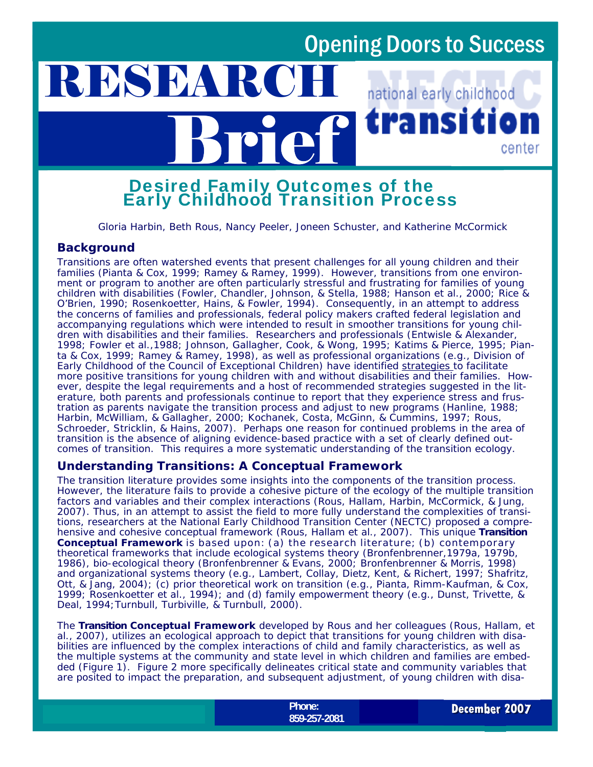# Opening Doors to Success

# RESEARCH Brief

national early childhood **transition** center

## Desired Family Outcomes of the Early Childhood Transition Process

Gloria Harbin, Beth Rous, Nancy Peeler, Joneen Schuster, and Katherine McCormick

### Background

Transitions are often watershed events that present challenges for all young children and their families (Pianta & Cox, 1999; Ramey & Ramey, 1999). However, transitions from one environment or program to another are often particularly stressful and frustrating for families of young children with disabilities (Fowler, Chandler, Johnson, & Stella, 1988; Hanson et al., 2000; Rice & O'Brien, 1990; Rosenkoetter, Hains, & Fowler, 1994). Consequently, in an attempt to address the concerns of families and professionals, federal policy makers crafted federal legislation and accompanying regulations which were intended to result in smoother transitions for young children with disabilities and their families. Researchers and professionals (Entwisle & Alexander, 1998; Fowler et al.,1988; Johnson, Gallagher, Cook, & Wong, 1995; Katims & Pierce, 1995; Pianta & Cox, 1999; Ramey & Ramey, 1998), as well as professional organizations (e.g., Division of Early Childhood of the Council of Exceptional Children) have identified strategies to facilitate more positive transitions for young children with and without disabilities and their families. However, despite the legal requirements and a host of recommended strategies suggested in the literature, both parents and professionals continue to report that they experience stress and frustration as parents navigate the transition process and adjust to new programs (Hanline, 1988; Harbin, McWilliam, & Gallagher, 2000; Kochanek, Costa, McGinn, & Cummins, 1997; Rous, Schroeder, Stricklin, & Hains, 2007). Perhaps one reason for continued problems in the area of transition is the absence of aligning evidence-based practice with a set of clearly defined outcomes of transition. This requires a more systematic understanding of the transition ecology.

### Understanding Transitions: A Conceptual Framework

The transition literature provides some insights into the components of the transition process. However, the literature fails to provide a cohesive picture of the ecology of the multiple transition factors and variables and their complex interactions (Rous, Hallam, Harbin, McCormick, & Jung, 2007). Thus, in an attempt to assist the field to more fully understand the complexities of transitions, researchers at the National Early Childhood Transition Center (NECTC) proposed a comprehensive and cohesive conceptual framework (Rous, Hallam et al., 2007). This unique **Transition Conceptual Framework** is based upon: (a) the research literature; (b) contemporary theoretical frameworks that include ecological systems theory (Bronfenbrenner,1979a, 1979b, 1986), bio-ecological theory (Bronfenbrenner & Evans, 2000; Bronfenbrenner & Morris, 1998) and organizational systems theory (e.g., Lambert, Collay, Dietz, Kent, & Richert, 1997; Shafritz, Ott, & Jang, 2004); (c) prior theoretical work on transition (e.g., Pianta, Rimm-Kaufman, & Cox, 1999; Rosenkoetter et al., 1994); and (d) family empowerment theory (e.g., Dunst, Trivette, & Deal, 1994;Turnbull, Turbiville, & Turnbull, 2000).

The **Transition Conceptual Framework** developed by Rous and her colleagues (Rous, Hallam, et al., 2007), utilizes an ecological approach to depict that transitions for young children with disabilities are influenced by the complex interactions of child and family characteristics, as well as the multiple systems at the community and state level in which children and families are embedded (Figure 1). Figure 2 more specifically delineates critical state and community variables that are posited to impact the preparation, and subsequent adjustment, of young children with disa-

Phone: 859-257-2081

December 2007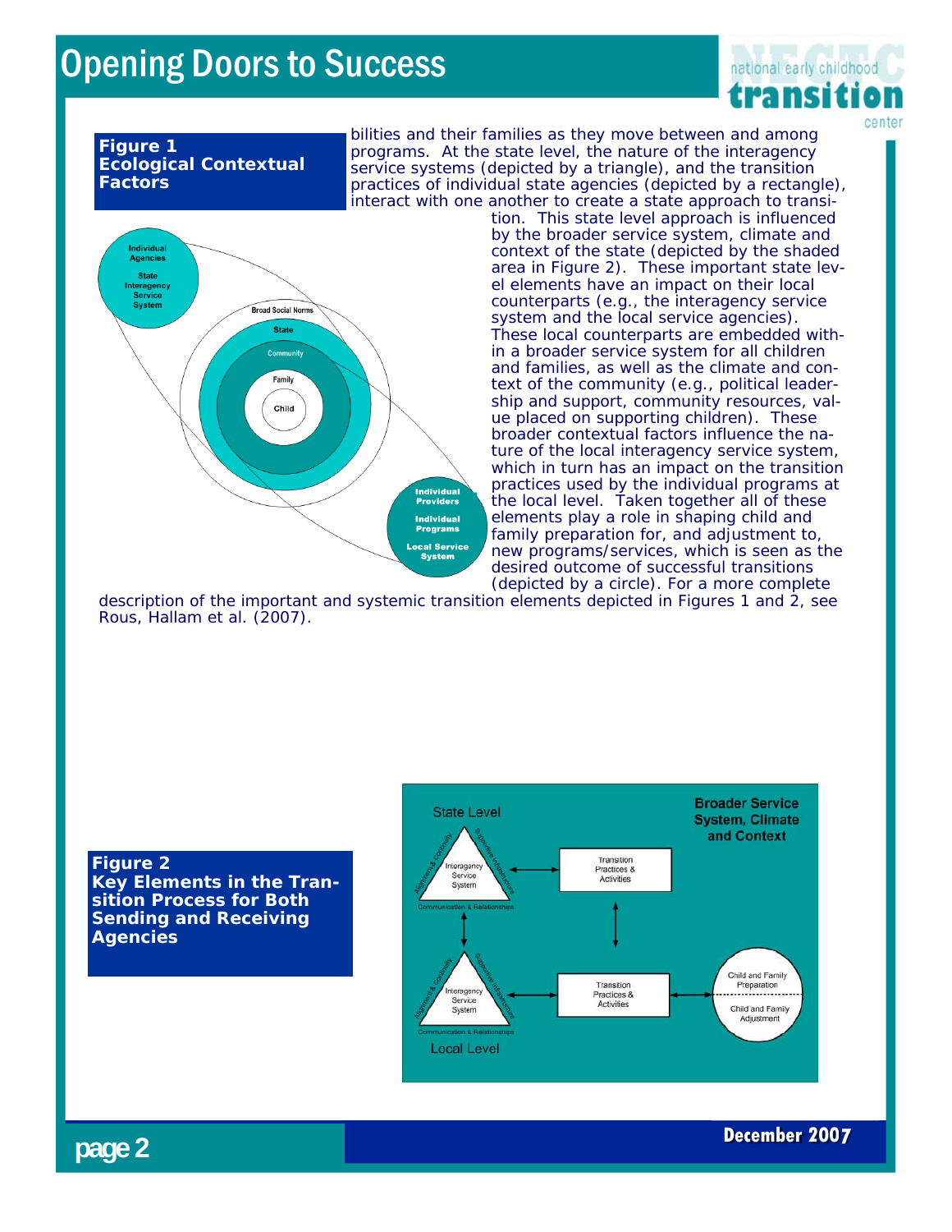**Figure 1**
**Ecological Contextual Factors**

bilities and their families as they move between and among programs. At the state level, the nature of the interagency service systems (depicted by a triangle), and the transition practices of individual state agencies (depicted by a rectangle), interact with one another to create a state approach to transition. This state level approach is influenced by the broader service system, climate and context of the state (depicted by the shaded area in Figure 2). These important state level elements have an impact on their local counterparts (e.g., the interagency service system and the local service agencies). These local counterparts are embedded within a broader service system for all children and families, as well as the climate and context of the community (e.g., political leadership and support, community resources, value placed on supporting children). These broader contextual factors influence the nature of the local interagency service system, which in turn has an impact on the transition practices used by the individual programs at the local level. Taken together all of these elements play a role in shaping child and family preparation for, and adjustment to, new programs/services, which is seen as the desired outcome of successful transitions (depicted by a circle). For a more complete description of the important and systemic transition elements depicted in Figures 1 and 2, see Rous, Hallam et al. (2007).

**Figure 2**
**Key Elements in the Transition Process for Both Sending and Receiving Agencies**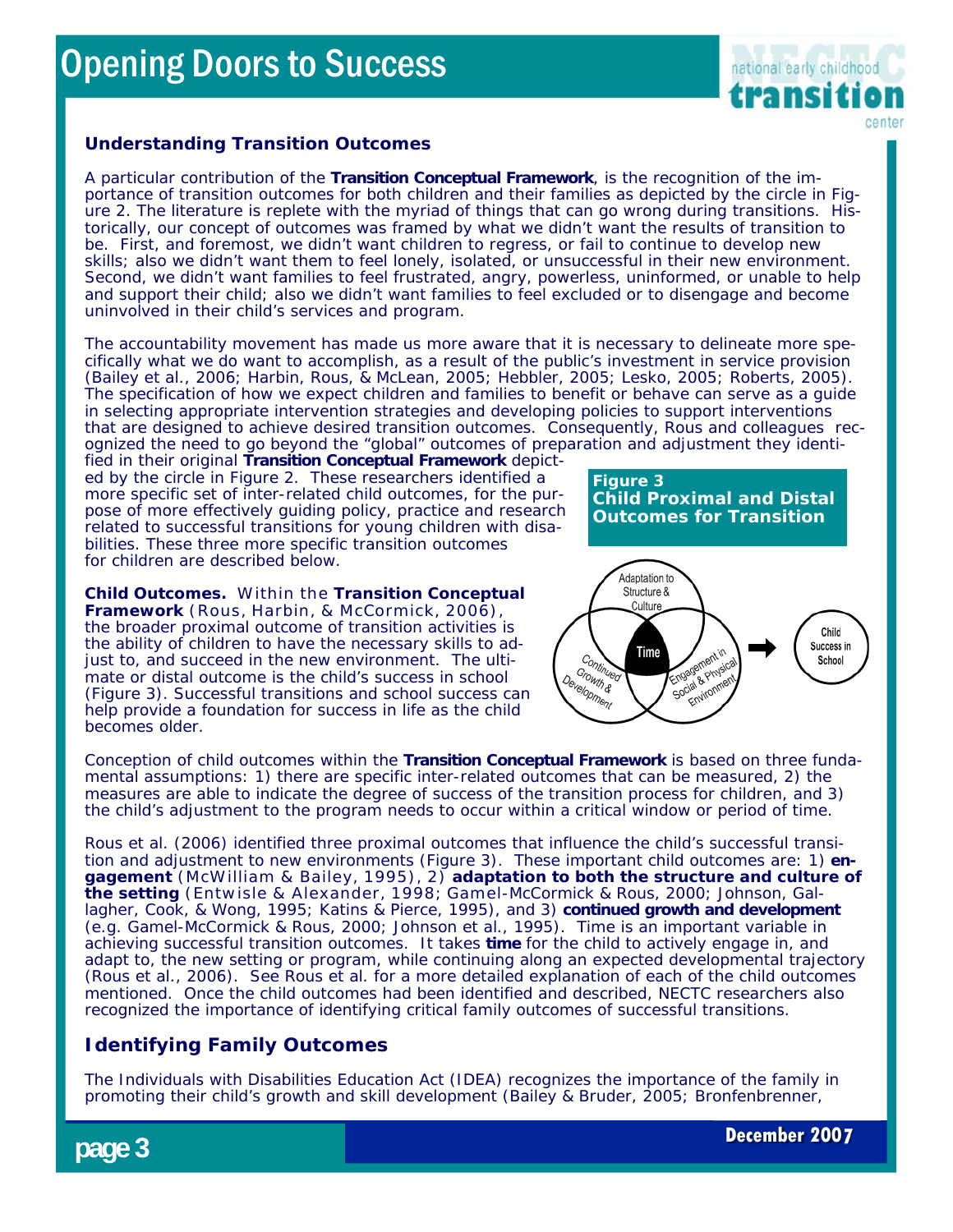## Understanding Transition Outcomes

A particular contribution of the **Transition Conceptual Framework**, is the recognition of the importance of transition outcomes for both children and their families as depicted by the circle in Figure 2. The literature is replete with the myriad of things that can go wrong during transitions. Historically, our concept of outcomes was framed by what we didn't want the results of transition to be. First, and foremost, we didn't want children to regress, or fail to continue to develop new skills; also we didn't want them to feel lonely, isolated, or unsuccessful in their new environment. Second, we didn't want families to feel frustrated, angry, powerless, uninformed, or unable to help and support their child; also we didn't want families to feel excluded or to disengage and become uninvolved in their child's services and program.

The accountability movement has made us more aware that it is necessary to delineate more specifically what we do want to accomplish, as a result of the public's investment in service provision (Bailey et al., 2006; Harbin, Rous, & McLean, 2005; Hebbler, 2005; Lesko, 2005; Roberts, 2005). The specification of how we expect children and families to benefit or behave can serve as a guide in selecting appropriate intervention strategies and developing policies to support interventions that are designed to achieve desired transition outcomes. Consequently, Rous and colleagues recognized the need to go beyond the "global" outcomes of preparation and adjustment they identified in their original **Transition Conceptual Framework** depicted by the circle in Figure 2. These researchers identified a more specific set of inter-related child outcomes, for the purpose of more effectively guiding policy, practice and research related to successful transitions for young children with disabilities. These three more specific transition outcomes for children are described below.

**Child Outcomes.** Within the **Transition Conceptual Framework** (Rous, Harbin, & McCormick, 2006), the broader proximal outcome of transition activities is the ability of children to have the necessary skills to adjust to, and succeed in the new environment. The ultimate or distal outcome is the child's success in school (Figure 3). Successful transitions and school success can help provide a foundation for success in life as the child becomes older.

**Figure 3**
**Child Proximal and Distal Outcomes for Transition**

Adaptation to Structure & Culture | Continued Growth & Development | Engagement in Social & Physical Environment | Time → Child Success in School

Conception of child outcomes within the **Transition Conceptual Framework** is based on three fundamental assumptions: 1) there are specific inter-related outcomes that can be measured, 2) the measures are able to indicate the degree of success of the transition process for children, and 3) the child's adjustment to the program needs to occur within a critical window or period of time.

Rous et al. (2006) identified three proximal outcomes that influence the child's successful transition and adjustment to new environments (Figure 3). These important child outcomes are: 1) **engagement** (McWilliam & Bailey, 1995), 2) **adaptation to both the structure and culture of the setting** (Entwisle & Alexander, 1998; Gamel-McCormick & Rous, 2000; Johnson, Gallagher, Cook, & Wong, 1995; Katins & Pierce, 1995), and 3) **continued growth and development** (e.g. Gamel-McCormick & Rous, 2000; Johnson et al., 1995). Time is an important variable in achieving successful transition outcomes. It takes **time** for the child to actively engage in, and adapt to, the new setting or program, while continuing along an expected developmental trajectory (Rous et al., 2006). See Rous et al. for a more detailed explanation of each of the child outcomes mentioned. Once the child outcomes had been identified and described, NECTC researchers also recognized the importance of identifying critical family outcomes of successful transitions.

## Identifying Family Outcomes

The Individuals with Disabilities Education Act (IDEA) recognizes the importance of the family in promoting their child's growth and skill development (Bailey & Bruder, 2005; Bronfenbrenner,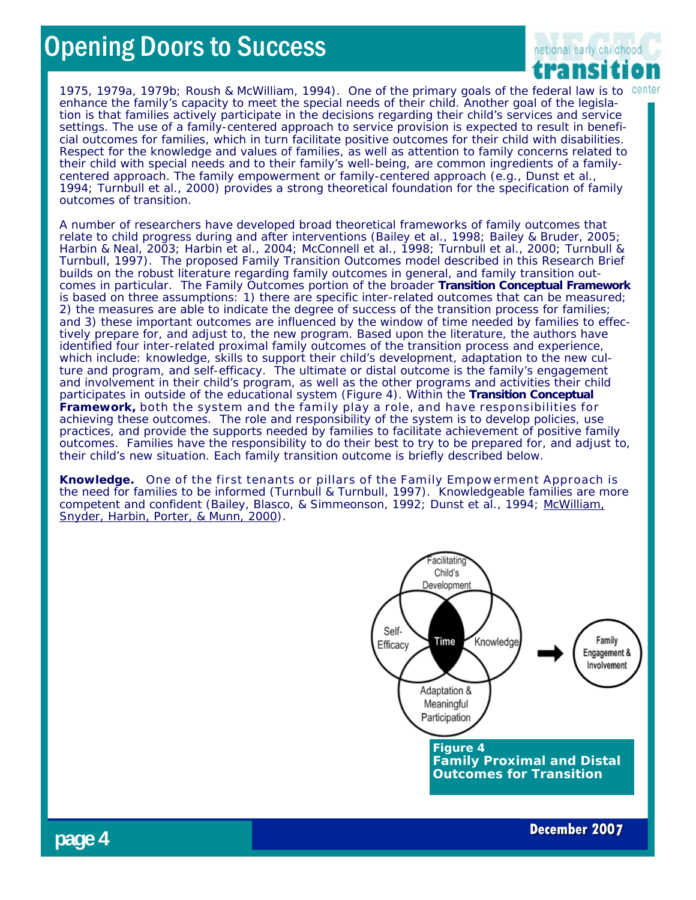1975, 1979a, 1979b; Roush & McWilliam, 1994). One of the primary goals of the federal law is to enhance the family's capacity to meet the special needs of their child. Another goal of the legislation is that families actively participate in the decisions regarding their child's services and service settings. The use of a family-centered approach to service provision is expected to result in beneficial outcomes for families, which in turn facilitate positive outcomes for their child with disabilities. Respect for the knowledge and values of families, as well as attention to family concerns related to their child with special needs and to their family's well-being, are common ingredients of a family-centered approach. The family empowerment or family-centered approach (e.g., Dunst et al., 1994; Turnbull et al., 2000) provides a strong theoretical foundation for the specification of family outcomes of transition.

A number of researchers have developed broad theoretical frameworks of family outcomes that relate to child progress during and after interventions (Bailey et al., 1998; Bailey & Bruder, 2005; Harbin & Neal, 2003; Harbin et al., 2004; McConnell et al., 1998; Turnbull et al., 2000; Turnbull & Turnbull, 1997). The proposed Family Transition Outcomes model described in this Research Brief builds on the robust literature regarding family outcomes in general, and family transition outcomes in particular. The Family Outcomes portion of the broader **Transition Conceptual Framework** is based on three assumptions: 1) there are specific inter-related outcomes that can be measured; 2) the measures are able to indicate the degree of success of the transition process for families; and 3) these important outcomes are influenced by the window of time needed by families to effectively prepare for, and adjust to, the new program. Based upon the literature, the authors have identified four inter-related proximal family outcomes of the transition process and experience, which include: knowledge, skills to support their child's development, adaptation to the new culture and program, and self-efficacy. The ultimate or distal outcome is the family's engagement and involvement in their child's program, as well as the other programs and activities their child participates in outside of the educational system (Figure 4). Within the **Transition Conceptual Framework,** both the system and the family play a role, and have responsibilities for achieving these outcomes. The role and responsibility of the system is to develop policies, use practices, and provide the supports needed by families to facilitate achievement of positive family outcomes. Families have the responsibility to do their best to try to be prepared for, and adjust to, their child's new situation. Each family transition outcome is briefly described below.

**Knowledge.** One of the first tenants or pillars of the Family Empowerment Approach is the need for families to be informed (Turnbull & Turnbull, 1997). Knowledgeable families are more competent and confident (Bailey, Blasco, & Simmeonson, 1992; Dunst et al., 1994; McWilliam, Snyder, Harbin, Porter, & Munn, 2000).

Facilitating Child's Development | Self-Efficacy | Time | Knowledge | Adaptation & Meaningful Participation → Family Engagement & Involvement

**Figure 4**
**Family Proximal and Distal Outcomes for Transition**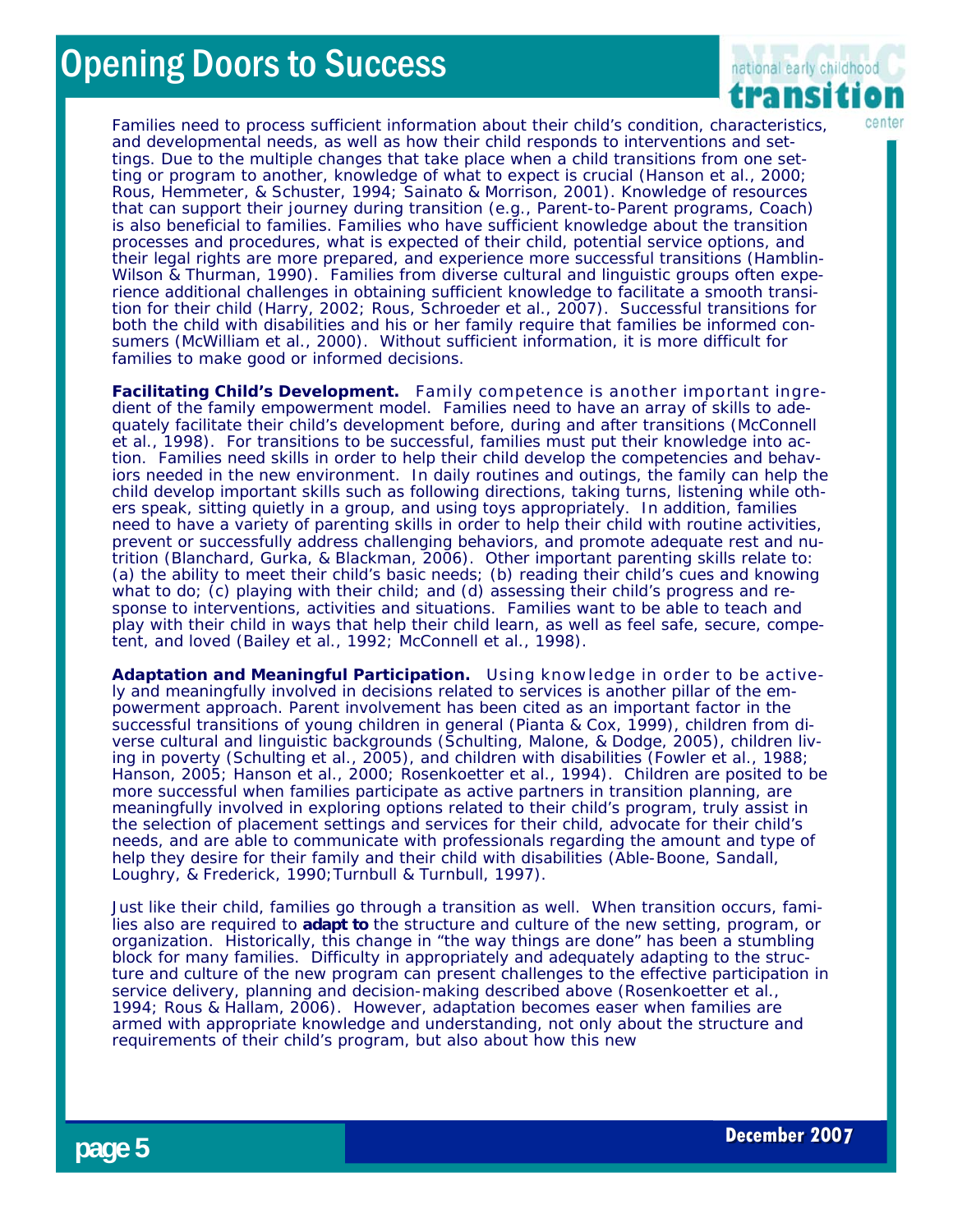Families need to process sufficient information about their child's condition, characteristics, and developmental needs, as well as how their child responds to interventions and settings. Due to the multiple changes that take place when a child transitions from one setting or program to another, knowledge of what to expect is crucial (Hanson et al., 2000; Rous, Hemmeter, & Schuster, 1994; Sainato & Morrison, 2001). Knowledge of resources that can support their journey during transition (e.g., Parent-to-Parent programs, Coach) is also beneficial to families. Families who have sufficient knowledge about the transition processes and procedures, what is expected of their child, potential service options, and their legal rights are more prepared, and experience more successful transitions (Hamblin-Wilson & Thurman, 1990). Families from diverse cultural and linguistic groups often experience additional challenges in obtaining sufficient knowledge to facilitate a smooth transition for their child (Harry, 2002; Rous, Schroeder et al., 2007). Successful transitions for both the child with disabilities and his or her family require that families be informed consumers (McWilliam et al., 2000). Without sufficient information, it is more difficult for families to make good or informed decisions.

**Facilitating Child's Development.** Family competence is another important ingredient of the family empowerment model. Families need to have an array of skills to adequately facilitate their child's development before, during and after transitions (McConnell et al., 1998). For transitions to be successful, families must put their knowledge into action. Families need skills in order to help their child develop the competencies and behaviors needed in the new environment. In daily routines and outings, the family can help the child develop important skills such as following directions, taking turns, listening while others speak, sitting quietly in a group, and using toys appropriately. In addition, families need to have a variety of parenting skills in order to help their child with routine activities, prevent or successfully address challenging behaviors, and promote adequate rest and nutrition (Blanchard, Gurka, & Blackman, 2006). Other important parenting skills relate to: (a) the ability to meet their child's basic needs; (b) reading their child's cues and knowing what to do; (c) playing with their child; and (d) assessing their child's progress and response to interventions, activities and situations. Families want to be able to teach and play with their child in ways that help their child learn, as well as feel safe, secure, competent, and loved (Bailey et al., 1992; McConnell et al., 1998).

**Adaptation and Meaningful Participation.** Using knowledge in order to be actively and meaningfully involved in decisions related to services is another pillar of the empowerment approach. Parent involvement has been cited as an important factor in the successful transitions of young children in general (Pianta & Cox, 1999), children from diverse cultural and linguistic backgrounds (Schulting, Malone, & Dodge, 2005), children living in poverty (Schulting et al., 2005), and children with disabilities (Fowler et al., 1988; Hanson, 2005; Hanson et al., 2000; Rosenkoetter et al., 1994). Children are posited to be more successful when families participate as active partners in transition planning, are meaningfully involved in exploring options related to their child's program, truly assist in the selection of placement settings and services for their child, advocate for their child's needs, and are able to communicate with professionals regarding the amount and type of help they desire for their family and their child with disabilities (Able-Boone, Sandall, Loughry, & Frederick, 1990;Turnbull & Turnbull, 1997).

Just like their child, families go through a transition as well. When transition occurs, families also are required to **adapt to** the structure and culture of the new setting, program, or organization. Historically, this change in "the way things are done" has been a stumbling block for many families. Difficulty in appropriately and adequately adapting to the structure and culture of the new program can present challenges to the effective participation in service delivery, planning and decision-making described above (Rosenkoetter et al., 1994; Rous & Hallam, 2006). However, adaptation becomes easer when families are armed with appropriate knowledge and understanding, not only about the structure and requirements of their child's program, but also about how this new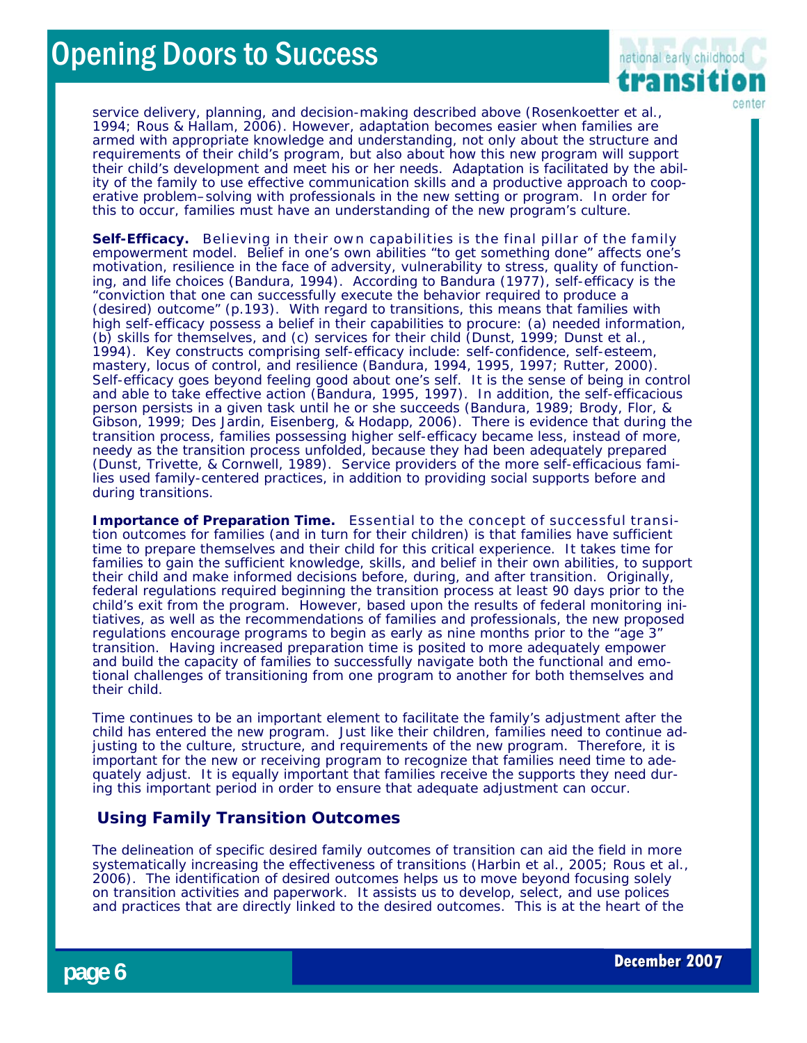service delivery, planning, and decision-making described above (Rosenkoetter et al., 1994; Rous & Hallam, 2006). However, adaptation becomes easier when families are armed with appropriate knowledge and understanding, not only about the structure and requirements of their child's program, but also about how this new program will support their child's development and meet his or her needs. Adaptation is facilitated by the ability of the family to use effective communication skills and a productive approach to cooperative problem–solving with professionals in the new setting or program. In order for this to occur, families must have an understanding of the new program's culture.

**Self-Efficacy.** Believing in their own capabilities is the final pillar of the family empowerment model. Belief in one's own abilities "to get something done" affects one's motivation, resilience in the face of adversity, vulnerability to stress, quality of functioning, and life choices (Bandura, 1994). According to Bandura (1977), self-efficacy is the "conviction that one can successfully execute the behavior required to produce a (desired) outcome" (p.193). With regard to transitions, this means that families with high self-efficacy possess a belief in their capabilities to procure: (a) needed information, (b) skills for themselves, and (c) services for their child (Dunst, 1999; Dunst et al., 1994). Key constructs comprising self-efficacy include: self-confidence, self-esteem, mastery, locus of control, and resilience (Bandura, 1994, 1995, 1997; Rutter, 2000). Self-efficacy goes beyond feeling good about one's self. It is the sense of being in control and able to take effective action (Bandura, 1995, 1997). In addition, the self-efficacious person persists in a given task until he or she succeeds (Bandura, 1989; Brody, Flor, & Gibson, 1999; Des Jardin, Eisenberg, & Hodapp, 2006). There is evidence that during the transition process, families possessing higher self-efficacy became less, instead of more, needy as the transition process unfolded, because they had been adequately prepared (Dunst, Trivette, & Cornwell, 1989). Service providers of the more self-efficacious families used family-centered practices, in addition to providing social supports before and during transitions.

**Importance of Preparation Time.** Essential to the concept of successful transition outcomes for families (and in turn for their children) is that families have sufficient time to prepare themselves and their child for this critical experience. It takes time for families to gain the sufficient knowledge, skills, and belief in their own abilities, to support their child and make informed decisions before, during, and after transition. Originally, federal regulations required beginning the transition process at least 90 days prior to the child's exit from the program. However, based upon the results of federal monitoring initiatives, as well as the recommendations of families and professionals, the new proposed regulations encourage programs to begin as early as nine months prior to the "age 3" transition. Having increased preparation time is posited to more adequately empower and build the capacity of families to successfully navigate both the functional and emotional challenges of transitioning from one program to another for both themselves and their child.

Time continues to be an important element to facilitate the family's adjustment after the child has entered the new program. Just like their children, families need to continue adjusting to the culture, structure, and requirements of the new program. Therefore, it is important for the new or receiving program to recognize that families need time to adequately adjust. It is equally important that families receive the supports they need during this important period in order to ensure that adequate adjustment can occur.

## Using Family Transition Outcomes

The delineation of specific desired family outcomes of transition can aid the field in more systematically increasing the effectiveness of transitions (Harbin et al., 2005; Rous et al., 2006). The identification of desired outcomes helps us to move beyond focusing solely on transition activities and paperwork. It assists us to develop, select, and use polices and practices that are directly linked to the desired outcomes. This is at the heart of the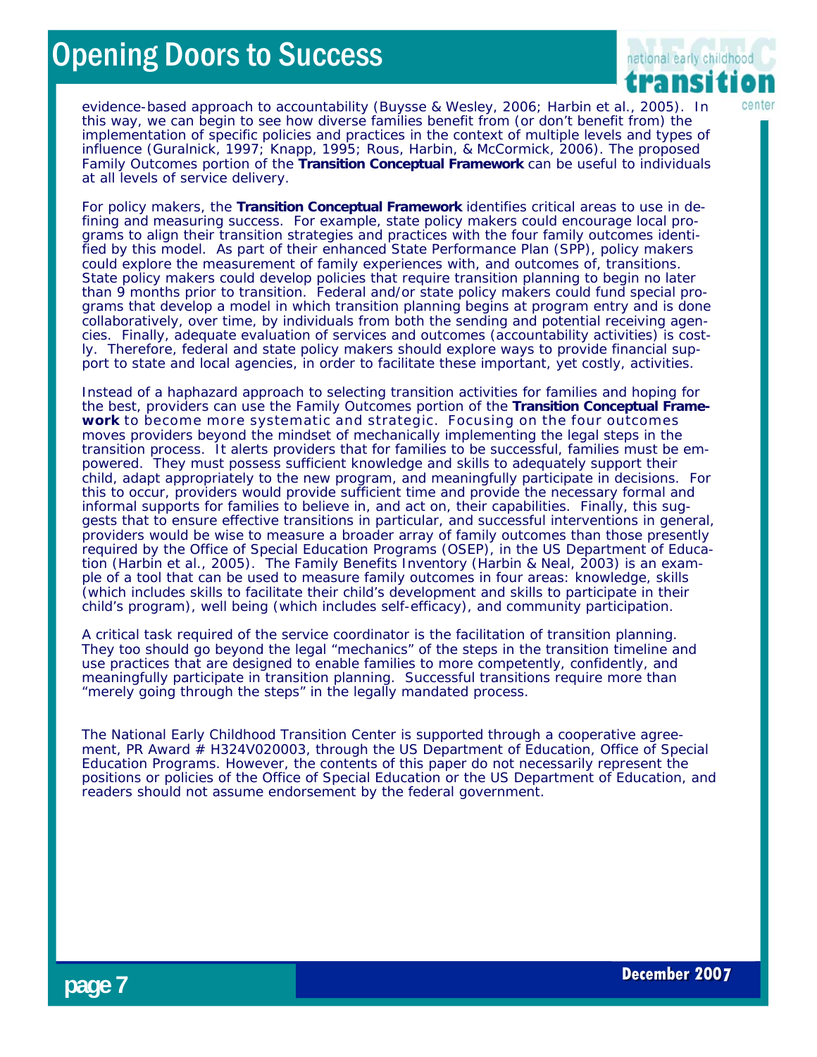evidence-based approach to accountability (Buysse & Wesley, 2006; Harbin et al., 2005). In this way, we can begin to see how diverse families benefit from (or don't benefit from) the implementation of specific policies and practices in the context of multiple levels and types of influence (Guralnick, 1997; Knapp, 1995; Rous, Harbin, & McCormick, 2006). The proposed Family Outcomes portion of the **Transition Conceptual Framework** can be useful to individuals at all levels of service delivery.

For policy makers, the **Transition Conceptual Framework** identifies critical areas to use in defining and measuring success. For example, state policy makers could encourage local programs to align their transition strategies and practices with the four family outcomes identified by this model. As part of their enhanced State Performance Plan (SPP), policy makers could explore the measurement of family experiences with, and outcomes of, transitions. State policy makers could develop policies that require transition planning to begin no later than 9 months prior to transition. Federal and/or state policy makers could fund special programs that develop a model in which transition planning begins at program entry and is done collaboratively, over time, by individuals from both the sending and potential receiving agencies. Finally, adequate evaluation of services and outcomes (accountability activities) is costly. Therefore, federal and state policy makers should explore ways to provide financial support to state and local agencies, in order to facilitate these important, yet costly, activities.

Instead of a haphazard approach to selecting transition activities for families and hoping for the best, providers can use the Family Outcomes portion of the **Transition Conceptual Framework** to become more systematic and strategic. Focusing on the four outcomes moves providers beyond the mindset of mechanically implementing the legal steps in the transition process. It alerts providers that for families to be successful, families must be empowered. They must possess sufficient knowledge and skills to adequately support their child, adapt appropriately to the new program, and meaningfully participate in decisions. For this to occur, providers would provide sufficient time and provide the necessary formal and informal supports for families to believe in, and act on, their capabilities. Finally, this suggests that to ensure effective transitions in particular, and successful interventions in general, providers would be wise to measure a broader array of family outcomes than those presently required by the Office of Special Education Programs (OSEP), in the US Department of Education (Harbin et al., 2005). The Family Benefits Inventory (Harbin & Neal, 2003) is an example of a tool that can be used to measure family outcomes in four areas: knowledge, skills (which includes skills to facilitate their child's development and skills to participate in their child's program), well being (which includes self-efficacy), and community participation.

A critical task required of the service coordinator is the facilitation of transition planning. They too should go beyond the legal "mechanics" of the steps in the transition timeline and use practices that are designed to enable families to more competently, confidently, and meaningfully participate in transition planning. Successful transitions require more than "merely going through the steps" in the legally mandated process.

The National Early Childhood Transition Center is supported through a cooperative agreement, PR Award # H324V020003, through the US Department of Education, Office of Special Education Programs. However, the contents of this paper do not necessarily represent the positions or policies of the Office of Special Education or the US Department of Education, and readers should not assume endorsement by the federal government.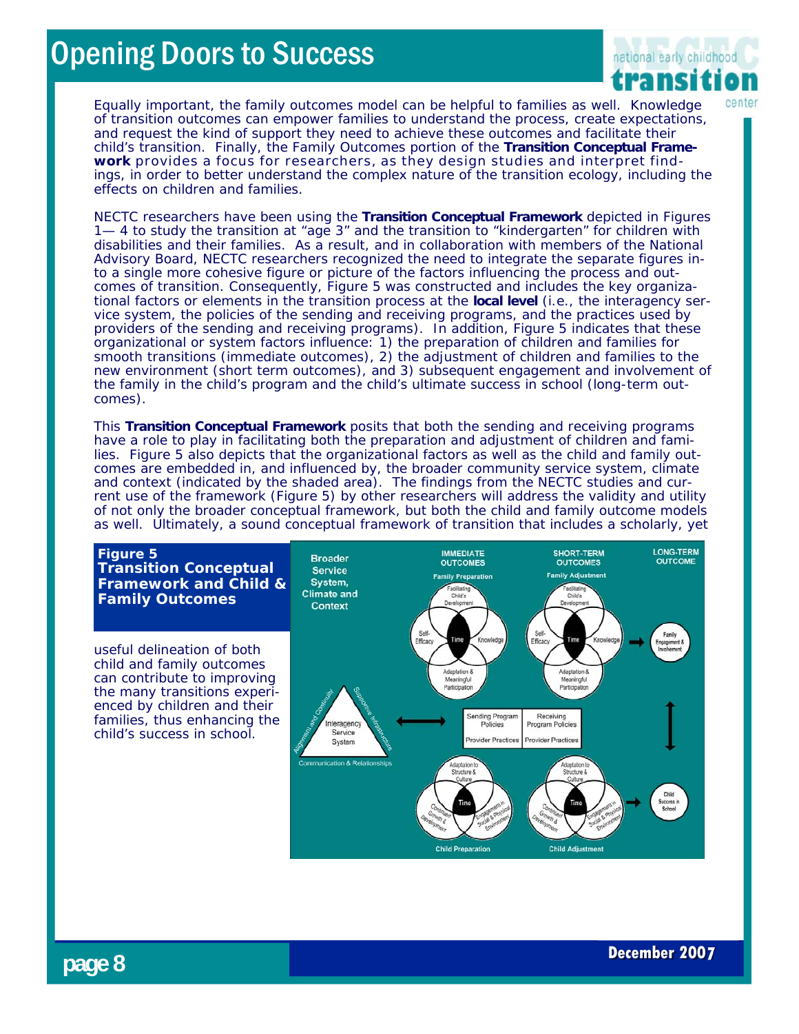Equally important, the family outcomes model can be helpful to families as well. Knowledge of transition outcomes can empower families to understand the process, create expectations, and request the kind of support they need to achieve these outcomes and facilitate their child's transition. Finally, the Family Outcomes portion of the **Transition Conceptual Framework** provides a focus for researchers, as they design studies and interpret findings, in order to better understand the complex nature of the transition ecology, including the effects on children and families.

NECTC researchers have been using the **Transition Conceptual Framework** depicted in Figures 1— 4 to study the transition at "age 3" and the transition to "kindergarten" for children with disabilities and their families. As a result, and in collaboration with members of the National Advisory Board, NECTC researchers recognized the need to integrate the separate figures into a single more cohesive figure or picture of the factors influencing the process and outcomes of transition. Consequently, Figure 5 was constructed and includes the key organizational factors or elements in the transition process at the **local level** (i.e., the interagency service system, the policies of the sending and receiving programs, and the practices used by providers of the sending and receiving programs). In addition, Figure 5 indicates that these organizational or system factors influence: 1) the preparation of children and families for smooth transitions (immediate outcomes), 2) the adjustment of children and families to the new environment (short term outcomes), and 3) subsequent engagement and involvement of the family in the child's program and the child's ultimate success in school (long-term outcomes).

This **Transition Conceptual Framework** posits that both the sending and receiving programs have a role to play in facilitating both the preparation and adjustment of children and families. Figure 5 also depicts that the organizational factors as well as the child and family outcomes are embedded in, and influenced by, the broader community service system, climate and context (indicated by the shaded area). The findings from the NECTC studies and current use of the framework (Figure 5) by other researchers will address the validity and utility of not only the broader conceptual framework, but both the child and family outcome models as well. Ultimately, a sound conceptual framework of transition that includes a scholarly, yet useful delineation of both child and family outcomes can contribute to improving the many transitions experienced by children and their families, thus enhancing the child's success in school.

**Figure 5**
**Transition Conceptual Framework and Child & Family Outcomes**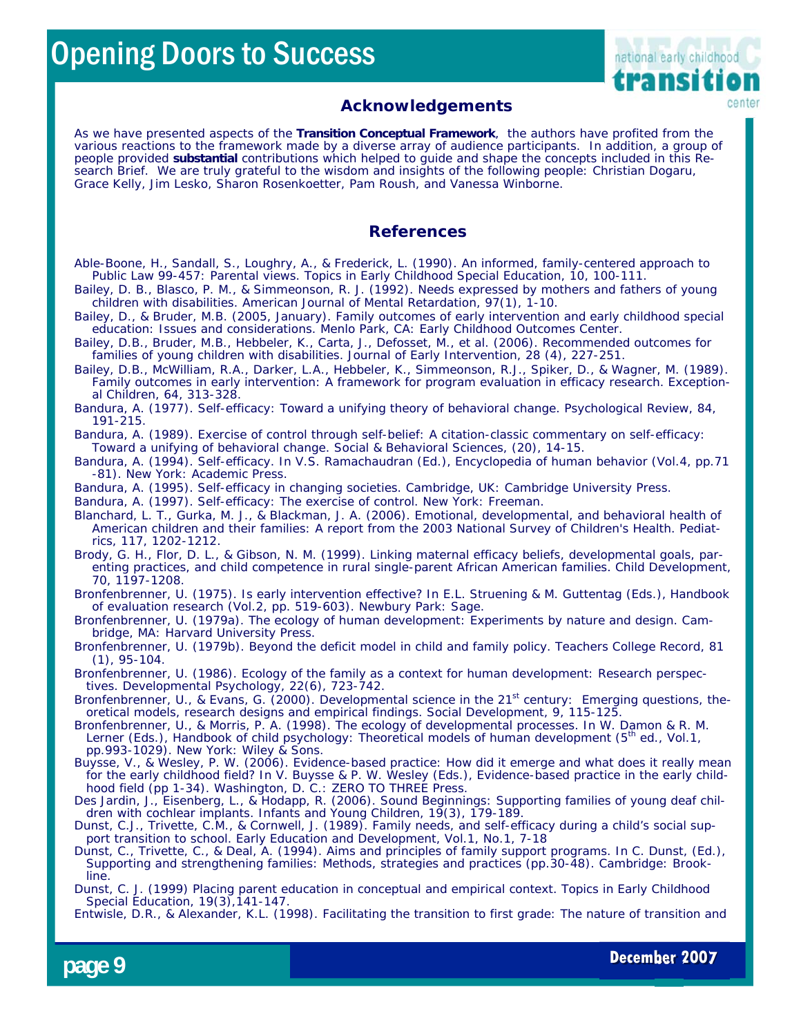## Acknowledgements

As we have presented aspects of the **Transition Conceptual Framework**, the authors have profited from the various reactions to the framework made by a diverse array of audience participants. In addition, a group of people provided **substantial** contributions which helped to guide and shape the concepts included in this Research Brief. We are truly grateful to the wisdom and insights of the following people: Christian Dogaru, Grace Kelly, Jim Lesko, Sharon Rosenkoetter, Pam Roush, and Vanessa Winborne.

## References

Able-Boone, H., Sandall, S., Loughry, A., & Frederick, L. (1990). An informed, family-centered approach to Public Law 99-457: Parental views. Topics in Early Childhood Special Education, 10, 100-111.

Bailey, D. B., Blasco, P. M., & Simmeonson, R. J. (1992). Needs expressed by mothers and fathers of young children with disabilities. American Journal of Mental Retardation, 97(1), 1-10.

Bailey, D., & Bruder, M.B. (2005, January). Family outcomes of early intervention and early childhood special education: Issues and considerations. Menlo Park, CA: Early Childhood Outcomes Center.

Bailey, D.B., Bruder, M.B., Hebbeler, K., Carta, J., Defosset, M., et al. (2006). Recommended outcomes for families of young children with disabilities. Journal of Early Intervention, 28 (4), 227-251.

Bailey, D.B., McWilliam, R.A., Darker, L.A., Hebbeler, K., Simmeonson, R.J., Spiker, D., & Wagner, M. (1989). Family outcomes in early intervention: A framework for program evaluation in efficacy research. Exceptional Children, 64, 313-328.

Bandura, A. (1977). Self-efficacy: Toward a unifying theory of behavioral change. Psychological Review, 84, 191-215.

Bandura, A. (1989). Exercise of control through self-belief: A citation-classic commentary on self-efficacy: Toward a unifying of behavioral change. Social & Behavioral Sciences, (20), 14-15.

Bandura, A. (1994). Self-efficacy. In V.S. Ramachaudran (Ed.), Encyclopedia of human behavior (Vol.4, pp.71-81). New York: Academic Press.

Bandura, A. (1995). Self-efficacy in changing societies. Cambridge, UK: Cambridge University Press.

Bandura, A. (1997). Self-efficacy: The exercise of control. New York: Freeman.

Blanchard, L. T., Gurka, M. J., & Blackman, J. A. (2006). Emotional, developmental, and behavioral health of American children and their families: A report from the 2003 National Survey of Children's Health. Pediatrics, 117, 1202-1212.

Brody, G. H., Flor, D. L., & Gibson, N. M. (1999). Linking maternal efficacy beliefs, developmental goals, parenting practices, and child competence in rural single-parent African American families. Child Development, 70, 1197-1208.

Bronfenbrenner, U. (1975). Is early intervention effective? In E.L. Struening & M. Guttentag (Eds.), Handbook of evaluation research (Vol.2, pp. 519-603). Newbury Park: Sage.

Bronfenbrenner, U. (1979a). The ecology of human development: Experiments by nature and design. Cambridge, MA: Harvard University Press.

Bronfenbrenner, U. (1979b). Beyond the deficit model in child and family policy. Teachers College Record, 81 (1), 95-104.

Bronfenbrenner, U. (1986). Ecology of the family as a context for human development: Research perspectives. Developmental Psychology, 22(6), 723-742.

Bronfenbrenner, U., & Evans, G. (2000). Developmental science in the 21st century: Emerging questions, theoretical models, research designs and empirical findings. Social Development, 9, 115-125.

Bronfenbrenner, U., & Morris, P. A. (1998). The ecology of developmental processes. In W. Damon & R. M. Lerner (Eds.), Handbook of child psychology: Theoretical models of human development (5th ed., Vol.1, pp.993-1029). New York: Wiley & Sons.

Buysse, V., & Wesley, P. W. (2006). Evidence-based practice: How did it emerge and what does it really mean for the early childhood field? In V. Buysse & P. W. Wesley (Eds.), Evidence-based practice in the early childhood field (pp 1-34). Washington, D. C.: ZERO TO THREE Press.

Des Jardin, J., Eisenberg, L., & Hodapp, R. (2006). Sound Beginnings: Supporting families of young deaf children with cochlear implants. Infants and Young Children, 19(3), 179-189.

Dunst, C.J., Trivette, C.M., & Cornwell, J. (1989). Family needs, and self-efficacy during a child's social support transition to school. Early Education and Development, Vol.1, No.1, 7-18

Dunst, C., Trivette, C., & Deal, A. (1994). Aims and principles of family support programs. In C. Dunst, (Ed.), Supporting and strengthening families: Methods, strategies and practices (pp.30-48). Cambridge: Brookline.

Dunst, C. J. (1999) Placing parent education in conceptual and empirical context. Topics in Early Childhood Special Education, 19(3),141-147.

Entwisle, D.R., & Alexander, K.L. (1998). Facilitating the transition to first grade: The nature of transition and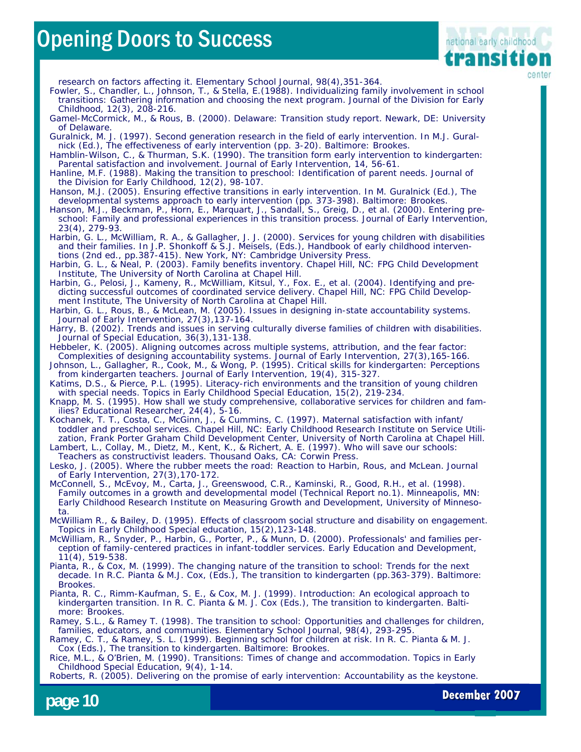research on factors affecting it. Elementary School Journal, 98(4),351-364.

Fowler, S., Chandler, L., Johnson, T., & Stella, E.(1988). Individualizing family involvement in school transitions: Gathering information and choosing the next program. Journal of the Division for Early Childhood, 12(3), 208-216.

Gamel-McCormick, M., & Rous, B. (2000). Delaware: Transition study report. Newark, DE: University of Delaware.

Guralnick, M. J. (1997). Second generation research in the field of early intervention. In M.J. Guralnick (Ed.), The effectiveness of early intervention (pp. 3-20). Baltimore: Brookes.

Hamblin-Wilson, C., & Thurman, S.K. (1990). The transition form early intervention to kindergarten: Parental satisfaction and involvement. Journal of Early Intervention, 14, 56-61.

Hanline, M.F. (1988). Making the transition to preschool: Identification of parent needs. Journal of the Division for Early Childhood, 12(2), 98-107.

Hanson, M.J. (2005). Ensuring effective transitions in early intervention. In M. Guralnick (Ed.), The developmental systems approach to early intervention (pp. 373-398). Baltimore: Brookes.

Hanson, M.J., Beckman, P., Horn, E., Marquart, J., Sandall, S., Greig, D., et al. (2000). Entering preschool: Family and professional experiences in this transition process. Journal of Early Intervention, 23(4), 279-93.

Harbin, G. L., McWilliam, R. A., & Gallagher, J. J. (2000). Services for young children with disabilities and their families. In J.P. Shonkoff & S.J. Meisels, (Eds.), Handbook of early childhood interventions (2nd ed., pp.387-415). New York, NY: Cambridge University Press.

Harbin, G. L., & Neal, P. (2003). Family benefits inventory. Chapel Hill, NC: FPG Child Development Institute, The University of North Carolina at Chapel Hill.

Harbin, G., Pelosi, J., Kameny, R., McWilliam, Kitsul, Y., Fox. E., et al. (2004). Identifying and predicting successful outcomes of coordinated service delivery. Chapel Hill, NC: FPG Child Development Institute, The University of North Carolina at Chapel Hill.

Harbin, G. L., Rous, B., & McLean, M. (2005). Issues in designing in-state accountability systems. Journal of Early Intervention, 27(3),137-164.

Harry, B. (2002). Trends and issues in serving culturally diverse families of children with disabilities. Journal of Special Education, 36(3),131-138.

Hebbeler, K. (2005). Aligning outcomes across multiple systems, attribution, and the fear factor: Complexities of designing accountability systems. Journal of Early Intervention, 27(3),165-166.

Johnson, L., Gallagher, R., Cook, M., & Wong, P. (1995). Critical skills for kindergarten: Perceptions from kindergarten teachers. Journal of Early Intervention, 19(4), 315-327.

Katims, D.S., & Pierce, P.L. (1995). Literacy-rich environments and the transition of young children with special needs. Topics in Early Childhood Special Education, 15(2), 219-234.

Knapp, M. S. (1995). How shall we study comprehensive, collaborative services for children and families? Educational Researcher, 24(4), 5-16.

Kochanek, T. T., Costa, C., McGinn, J., & Cummins, C. (1997). Maternal satisfaction with infant/toddler and preschool services. Chapel Hill, NC: Early Childhood Research Institute on Service Utilization, Frank Porter Graham Child Development Center, University of North Carolina at Chapel Hill.

Lambert, L., Collay, M., Dietz, M., Kent, K., & Richert, A. E. (1997). Who will save our schools: Teachers as constructivist leaders. Thousand Oaks, CA: Corwin Press.

Lesko, J. (2005). Where the rubber meets the road: Reaction to Harbin, Rous, and McLean. Journal of Early Intervention, 27(3),170-172.

McConnell, S., McEvoy, M., Carta, J., Greenswood, C.R., Kaminski, R., Good, R.H., et al. (1998). Family outcomes in a growth and developmental model (Technical Report no.1). Minneapolis, MN: Early Childhood Research Institute on Measuring Growth and Development, University of Minnesota.

McWilliam R., & Bailey, D. (1995). Effects of classroom social structure and disability on engagement. Topics in Early Childhood Special education, 15(2),123-148.

McWilliam, R., Snyder, P., Harbin, G., Porter, P., & Munn, D. (2000). Professionals' and families perception of family-centered practices in infant-toddler services. Early Education and Development, 11(4), 519-538.

Pianta, R., & Cox, M. (1999). The changing nature of the transition to school: Trends for the next decade. In R.C. Pianta & M.J. Cox, (Eds.), The transition to kindergarten (pp.363-379). Baltimore: Brookes.

Pianta, R. C., Rimm-Kaufman, S. E., & Cox, M. J. (1999). Introduction: An ecological approach to kindergarten transition. In R. C. Pianta & M. J. Cox (Eds.), The transition to kindergarten. Baltimore: Brookes.

Ramey, S.L., & Ramey T. (1998). The transition to school: Opportunities and challenges for children, families, educators, and communities. Elementary School Journal, 98(4), 293-295.

Ramey, C. T., & Ramey, S. L. (1999). Beginning school for children at risk. In R. C. Pianta & M. J. Cox (Eds.), The transition to kindergarten. Baltimore: Brookes.

Rice, M.L., & O'Brien, M. (1990). Transitions: Times of change and accommodation. Topics in Early Childhood Special Education, 9(4), 1-14.

Roberts, R. (2005). Delivering on the promise of early intervention: Accountability as the keystone.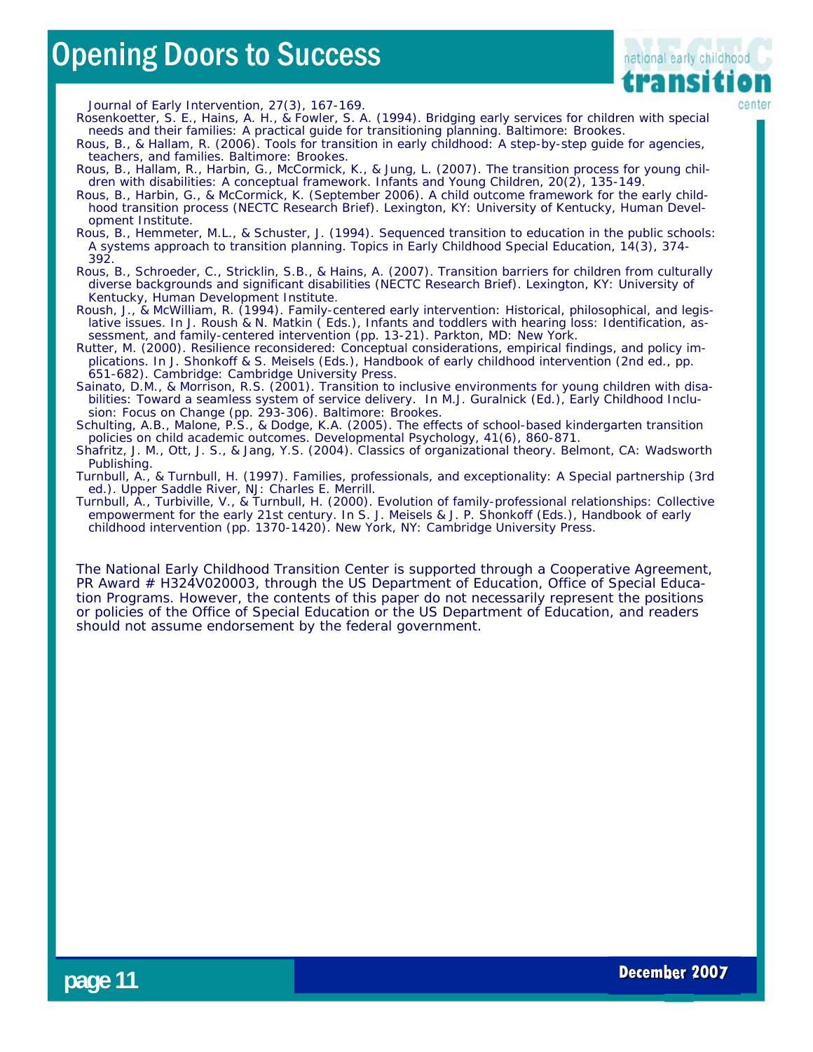Journal of Early Intervention, 27(3), 167-169.

Rosenkoetter, S. E., Hains, A. H., & Fowler, S. A. (1994). Bridging early services for children with special needs and their families: A practical guide for transitioning planning. Baltimore: Brookes.

Rous, B., & Hallam, R. (2006). Tools for transition in early childhood: A step-by-step guide for agencies, teachers, and families. Baltimore: Brookes.

Rous, B., Hallam, R., Harbin, G., McCormick, K., & Jung, L. (2007). The transition process for young children with disabilities: A conceptual framework. Infants and Young Children, 20(2), 135-149.

Rous, B., Harbin, G., & McCormick, K. (September 2006). A child outcome framework for the early childhood transition process (NECTC Research Brief). Lexington, KY: University of Kentucky, Human Development Institute.

Rous, B., Hemmeter, M.L., & Schuster, J. (1994). Sequenced transition to education in the public schools: A systems approach to transition planning. Topics in Early Childhood Special Education, 14(3), 374-392.

Rous, B., Schroeder, C., Stricklin, S.B., & Hains, A. (2007). Transition barriers for children from culturally diverse backgrounds and significant disabilities (NECTC Research Brief). Lexington, KY: University of Kentucky, Human Development Institute.

Roush, J., & McWilliam, R. (1994). Family-centered early intervention: Historical, philosophical, and legislative issues. In J. Roush & N. Matkin ( Eds.), Infants and toddlers with hearing loss: Identification, assessment, and family-centered intervention (pp. 13-21). Parkton, MD: New York.

Rutter, M. (2000). Resilience reconsidered: Conceptual considerations, empirical findings, and policy implications. In J. Shonkoff & S. Meisels (Eds.), Handbook of early childhood intervention (2nd ed., pp. 651-682). Cambridge: Cambridge University Press.

Sainato, D.M., & Morrison, R.S. (2001). Transition to inclusive environments for young children with disabilities: Toward a seamless system of service delivery. In M.J. Guralnick (Ed.), Early Childhood Inclusion: Focus on Change (pp. 293-306). Baltimore: Brookes.

Schulting, A.B., Malone, P.S., & Dodge, K.A. (2005). The effects of school-based kindergarten transition policies on child academic outcomes. Developmental Psychology, 41(6), 860-871.

Shafritz, J. M., Ott, J. S., & Jang, Y.S. (2004). Classics of organizational theory. Belmont, CA: Wadsworth Publishing.

Turnbull, A., & Turnbull, H. (1997). Families, professionals, and exceptionality: A Special partnership (3rd ed.). Upper Saddle River, NJ: Charles E. Merrill.

Turnbull, A., Turbiville, V., & Turnbull, H. (2000). Evolution of family-professional relationships: Collective empowerment for the early 21st century. In S. J. Meisels & J. P. Shonkoff (Eds.), Handbook of early childhood intervention (pp. 1370-1420). New York, NY: Cambridge University Press.

The National Early Childhood Transition Center is supported through a Cooperative Agreement, PR Award # H324V020003, through the US Department of Education, Office of Special Education Programs. However, the contents of this paper do not necessarily represent the positions or policies of the Office of Special Education or the US Department of Education, and readers should not assume endorsement by the federal government.